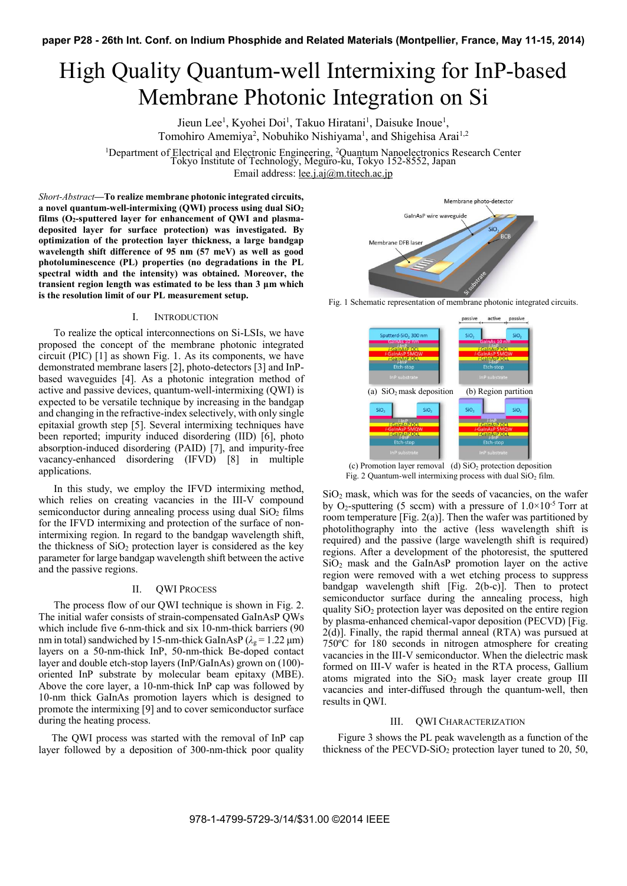# High Quality Quantum-well Intermixing for InP-based Membrane Photonic Integration on Si

Jieun Lee[1], Kyohei Doi[1], Takuo Hiratani[1], Daisuke Inoue[1], Tomohiro Amemiya[2], Nobuhiko Nishiyama[1], and Shigehisa Arai[1,2]

[1]Department of Electrical and Electronic Engineering, [2]Quantum Nanoelectronics Research Center Tokyo Institute of Technology, Meguro-ku, Tokyo 152-8552, Japan
Email address: lee.j.aj@m.titech.ac.jp

*Short-Abstract*—**To realize membrane photonic integrated circuits, a novel quantum-well-intermixing (QWI) process using dual $SiO_2$ films ($O_2$-sputtered layer for enhancement of QWI and plasma-deposited layer for surface protection) was investigated. By optimization of the protection layer thickness, a large bandgap wavelength shift difference of 95 nm (57 meV) as well as good photoluminescence (PL) properties (no degradations in the PL spectral width and the intensity) was obtained. Moreover, the transient region length was estimated to be less than 3 µm which is the resolution limit of our PL measurement setup.**

## I. Introduction

To realize the optical interconnections on Si-LSIs, we have proposed the concept of the membrane photonic integrated circuit (PIC) [1] as shown Fig. 1. As its components, we have demonstrated membrane lasers [2], photo-detectors [3] and InP-based waveguides [4]. As a photonic integration method of active and passive devices, quantum-well-intermixing (QWI) is expected to be versatile technique by increasing in the bandgap and changing in the refractive-index selectively, with only single epitaxial growth step [5]. Several intermixing techniques have been reported; impurity induced disordering (IID) [6], photo absorption-induced disordering (PAID) [7], and impurity-free vacancy-enhanced disordering (IFVD) [8] in multiple applications.

In this study, we employ the IFVD intermixing method, which relies on creating vacancies in the III-V compound semiconductor during annealing process using dual $SiO_2$ films for the IFVD intermixing and protection of the surface of non-intermixing region. In regard to the bandgap wavelength shift, the thickness of $SiO_2$ protection layer is considered as the key parameter for large bandgap wavelength shift between the active and the passive regions.

## II. QWI Process

The process flow of our QWI technique is shown in Fig. 2. The initial wafer consists of strain-compensated GaInAsP QWs which include five 6-nm-thick and six 10-nm-thick barriers (90 nm in total) sandwiched by 15-nm-thick GaInAsP ($\lambda_g$ = 1.22 µm) layers on a 50-nm-thick InP, 50-nm-thick Be-doped contact layer and double etch-stop layers (InP/GaInAs) grown on (100)-oriented InP substrate by molecular beam epitaxy (MBE). Above the core layer, a 10-nm-thick InP cap was followed by 10-nm thick GaInAs promotion layers which is designed to promote the intermixing [9] and to cover semiconductor surface during the heating process.

The QWI process was started with the removal of InP cap layer followed by a deposition of 300-nm-thick poor quality

Fig. 1 Schematic representation of membrane photonic integrated circuits.

(a) $SiO_2$ mask deposition (b) Region partition

(c) Promotion layer removal (d) $SiO_2$ protection deposition

Fig. 2 Quantum-well intermixing process with dual $SiO_2$ film.

$SiO_2$ mask, which was for the seeds of vacancies, on the wafer by $O_2$-sputtering (5 sccm) with a pressure of $1.0\times10^{-5}$ Torr at room temperature [Fig. 2(a)]. Then the wafer was partitioned by photolithography into the active (less wavelength shift is required) and the passive (large wavelength shift is required) regions. After a development of the photoresist, the sputtered $SiO_2$ mask and the GaInAsP promotion layer on the active region were removed with a wet etching process to suppress bandgap wavelength shift [Fig. 2(b-c)]. Then to protect semiconductor surface during the annealing process, high quality $SiO_2$ protection layer was deposited on the entire region by plasma-enhanced chemical-vapor deposition (PECVD) [Fig. 2(d)]. Finally, the rapid thermal anneal (RTA) was pursued at 750ºC for 180 seconds in nitrogen atmosphere for creating vacancies in the III-V semiconductor. When the dielectric mask formed on III-V wafer is heated in the RTA process, Gallium atoms migrated into the $SiO_2$ mask layer create group III vacancies and inter-diffused through the quantum-well, then results in QWI.

## III. QWI Characterization

Figure 3 shows the PL peak wavelength as a function of the thickness of the PECVD-$SiO_2$ protection layer tuned to 20, 50,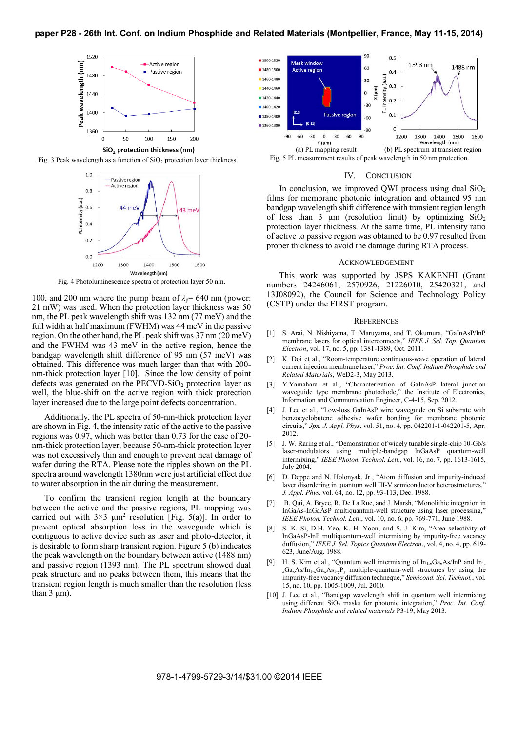Active region
Passive region

Peak wavelength (nm)

1520
1480
1440
1400
1360

0 50 100 150 200

$SiO_2$ protection thickness (nm)

Fig. 3 Peak wavelength as a function of $SiO_2$ protection layer thickness.

PL Intensity (a.u.)

1.0
0.8
0.6
0.4
0.2
0.0

Passive region
Active region

44 meV
43 meV

1200 1300 1400 1500 1600

Wavelength (nm)

Fig. 4 Photoluminescence spectra of protection layer 50 nm.

100, and 200 nm where the pump beam of $\lambda_p$= 640 nm (power: 21 mW) was used. When the protection layer thickness was 50 nm, the PL peak wavelength shift was 132 nm (77 meV) and the full width at half maximum (FWHM) was 44 meV in the passive region. On the other hand, the PL peak shift was 37 nm (20 meV) and the FWHM was 43 meV in the active region, hence the bandgap wavelength shift difference of 95 nm (57 meV) was obtained. This difference was much larger than that with 200-nm-thick protection layer [10]. Since the low density of point defects was generated on the PECVD-$SiO_2$ protection layer as well, the blue-shift on the active region with thick protection layer increased due to the large point defects concentration.

Additionally, the PL spectra of 50-nm-thick protection layer are shown in Fig. 4, the intensity ratio of the active to the passive regions was 0.97, which was better than 0.73 for the case of 20-nm-thick protection layer, because 50-nm-thick protection layer was not excessively thin and enough to prevent heat damage of wafer during the RTA. Please note the ripples shown on the PL spectra around wavelength 1380nm were just artificial effect due to water absorption in the air during the measurement.

To confirm the transient region length at the boundary between the active and the passive regions, PL mapping was carried out with 3×3 $\mu m^2$ resolution [Fig. 5(a)]. In order to prevent optical absorption loss in the waveguide which is contiguous to active device such as laser and photo-detector, it is desirable to form sharp transient region. Figure 5 (b) indicates the peak wavelength on the boundary between active (1488 nm) and passive region (1393 nm). The PL spectrum showed dual peak structure and no peaks between them, this means that the transient region length is much smaller than the resolution (less than 3 μm).

1500-1520
1480-1500
1460-1480
1440-1460
1420-1440
1400-1420
1380-1400
1360-1380

Mask window
Active region

Passive region

[011]
[0-11]

90
60
30
0
-30
-60
-90

X (μm)

-90 -60 -30 0 30 60 90

Y (μm)

(a) PL mapping result

PL Intensity (a.u.)

0.5
0.4
0.3
0.2
0.1
0

1393 nm
1488 nm

1200 1300 1400 1500 1600

Wavelength (nm)

(b) PL spectrum at transient region

Fig. 5 PL measurement results of peak wavelength in 50 nm protection.

## IV. Conclusion

In conclusion, we improved QWI process using dual $SiO_2$ films for membrane photonic integration and obtained 95 nm bandgap wavelength shift difference with transient region length of less than 3 μm (resolution limit) by optimizing $SiO_2$ protection layer thickness. At the same time, PL intensity ratio of active to passive region was obtained to be 0.97 resulted from proper thickness to avoid the damage during RTA process.

## Acknowledgement

This work was supported by JSPS KAKENHI (Grant numbers 24246061, 2570926, 21226010, 25420321, and 13J08092), the Council for Science and Technology Policy (CSTP) under the FIRST program.

## References

[1] S. Arai, N. Nishiyama, T. Maruyama, and T. Okumura, "GaInAsP/InP membrane lasers for optical interconnects," *IEEE J. Sel. Top. Quantum Electron*, vol. 17, no. 5, pp. 1381-1389, Oct. 2011.

[2] K. Doi et al., "Room-temperature continuous-wave operation of lateral current injection membrane laser," *Proc. Int. Conf. Indium Phosphide and Related Materials*, WeD2-3, May 2013.

[3] Y.Yamahara et al., "Characterization of GaInAsP lateral junction waveguide type membrane photodiode," the Institute of Electronics, Information and Communication Engineer, C-4-15, Sep. 2012.

[4] J. Lee et al., "Low-loss GaInAsP wire waveguide on Si substrate with benzocyclobutene adhesive wafer bonding for membrane photonic circuits," *Jpn. J. Appl. Phys*. vol. 51, no. 4, pp. 042201-1-042201-5, Apr. 2012.

[5] J. W. Raring et al., "Demonstration of widely tunable single-chip 10-Gb/s laser-modulators using multiple-bandgap InGaAsP quantum-well intermixing," *IEEE Photon. Technol. Lett*., vol. 16, no. 7, pp. 1613-1615, July 2004.

[6] D. Deppe and N. Holonyak, Jr., "Atom diffusion and impurity-induced layer disordering in quantum well III-V semiconductor heterostructures," *J. Appl. Phys*. vol. 64, no. 12, pp. 93-113, Dec. 1988.

[7] B. Qui, A. Bryce, R. De La Rue, and J. Marsh, "Monolithic integraion in InGaAs-InGaAsP multiquantum-well structure using laser processing," *IEEE Photon. Technol. Lett*., vol. 10, no. 6, pp. 769-771, June 1988.

[8] S. K. Si, D.H. Yeo, K. H. Yoon, and S. J. Kim, "Area selectivity of InGaAsP-InP multiquantum-well intermixing by impurity-free vacancy duffusion," *IEEE J. Sel. Topics Quantum Electron*., vol. 4, no. 4, pp. 619-623, June/Aug. 1988.

[9] H. S. Kim et al., "Quantum well intermixing of $In_{1-x}Ga_xAs$/InP and $In_{1-x}Ga_xAs/In_{1-x}Ga_xAs_{1-y}P_y$ multiple-quantum-well structures by using the impurity-free vacancy diffusion techneque," *Semicond. Sci. Technol.*, vol. 15, no. 10, pp. 1005-1009, Jul. 2000.

[10] J. Lee et al., "Bandgap wavelength shift in quantum well intermixing using different $SiO_2$ masks for photonic integration," *Proc. Int. Conf. Indium Phosphide and related materials* P3-19, May 2013.